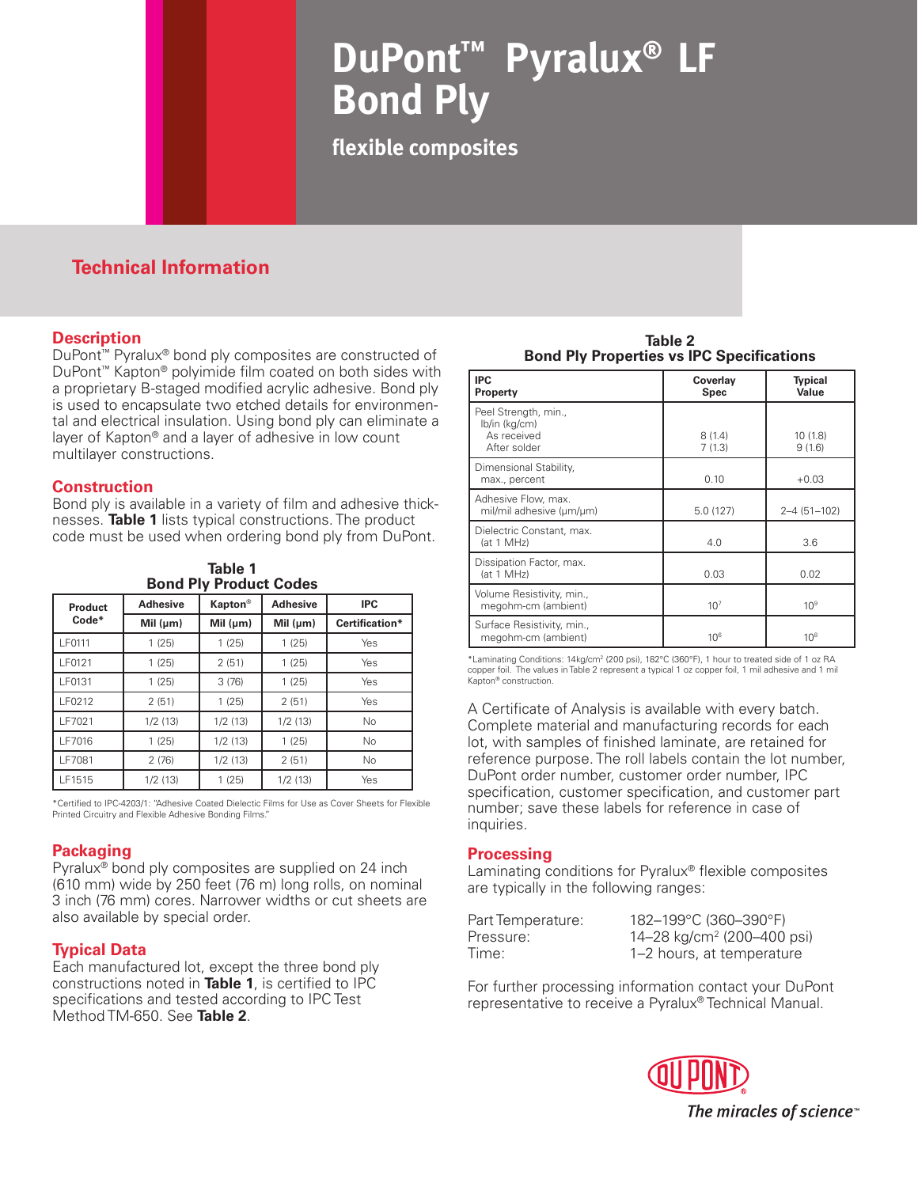# DuPont™ Pyralux® LF Bond Ply

**flexible composites**

## Technical Information

### Description

DuPont™ Pyralux® bond ply composites are constructed of DuPont™ Kapton® polyimide film coated on both sides with a proprietary B-staged modified acrylic adhesive. Bond ply is used to encapsulate two etched details for environmental and electrical insulation. Using bond ply can eliminate a layer of Kapton® and a layer of adhesive in low count multilayer constructions.

### Construction

Bond ply is available in a variety of film and adhesive thicknesses. **Table 1** lists typical constructions. The product code must be used when ordering bond ply from DuPont.

**Table 1**
**Bond Ply Product Codes**

| Product Code* | Adhesive | Kapton® | Adhesive | IPC |
|---|---|---|---|---|
| | Mil (μm) | Mil (μm) | Mil (μm) | Certification* |
| LF0111 | 1 (25) | 1 (25) | 1 (25) | Yes |
| LF0121 | 1 (25) | 2 (51) | 1 (25) | Yes |
| LF0131 | 1 (25) | 3 (76) | 1 (25) | Yes |
| LF0212 | 2 (51) | 1 (25) | 2 (51) | Yes |
| LF7021 | 1/2 (13) | 1/2 (13) | 1/2 (13) | No |
| LF7016 | 1 (25) | 1/2 (13) | 1 (25) | No |
| LF7081 | 2 (76) | 1/2 (13) | 2 (51) | No |
| LF1515 | 1/2 (13) | 1 (25) | 1/2 (13) | Yes |

*Certified to IPC-4203/1: "Adhesive Coated Dielectric Films for Use as Cover Sheets for Flexible Printed Circuitry and Flexible Adhesive Bonding Films."

### Packaging

Pyralux® bond ply composites are supplied on 24 inch (610 mm) wide by 250 feet (76 m) long rolls, on nominal 3 inch (76 mm) cores. Narrower widths or cut sheets are also available by special order.

### Typical Data

Each manufactured lot, except the three bond ply constructions noted in **Table 1**, is certified to IPC specifications and tested according to IPC Test Method TM-650. See **Table 2**.

**Table 2**
**Bond Ply Properties vs IPC Specifications**

| IPC Property | Coverlay Spec | Typical Value |
|---|---|---|
| Peel Strength, min., lb/in (kg/cm) As received / After solder | 8 (1.4) / 7 (1.3) | 10 (1.8) / 9 (1.6) |
| Dimensional Stability, max., percent | 0.10 | +0.03 |
| Adhesive Flow, max. mil/mil adhesive (μm/μm) | 5.0 (127) | 2–4 (51–102) |
| Dielectric Constant, max. (at 1 MHz) | 4.0 | 3.6 |
| Dissipation Factor, max. (at 1 MHz) | 0.03 | 0.02 |
| Volume Resistivity, min., megohm-cm (ambient) | $10^7$ | $10^9$ |
| Surface Resistivity, min., megohm-cm (ambient) | $10^6$ | $10^8$ |

*Laminating Conditions: 14kg/cm² (200 psi), 182°C (360°F), 1 hour to treated side of 1 oz RA copper foil. The values in Table 2 represent a typical 1 oz copper foil, 1 mil adhesive and 1 mil Kapton® construction.

A Certificate of Analysis is available with every batch. Complete material and manufacturing records for each lot, with samples of finished laminate, are retained for reference purpose. The roll labels contain the lot number, DuPont order number, customer order number, IPC specification, customer specification, and customer part number; save these labels for reference in case of inquiries.

### Processing

Laminating conditions for Pyralux® flexible composites are typically in the following ranges:

Part Temperature: 182–199°C (360–390°F)
Pressure: 14–28 kg/cm² (200–400 psi)
Time: 1–2 hours, at temperature

For further processing information contact your DuPont representative to receive a Pyralux® Technical Manual.

DuPont — *The miracles of science™*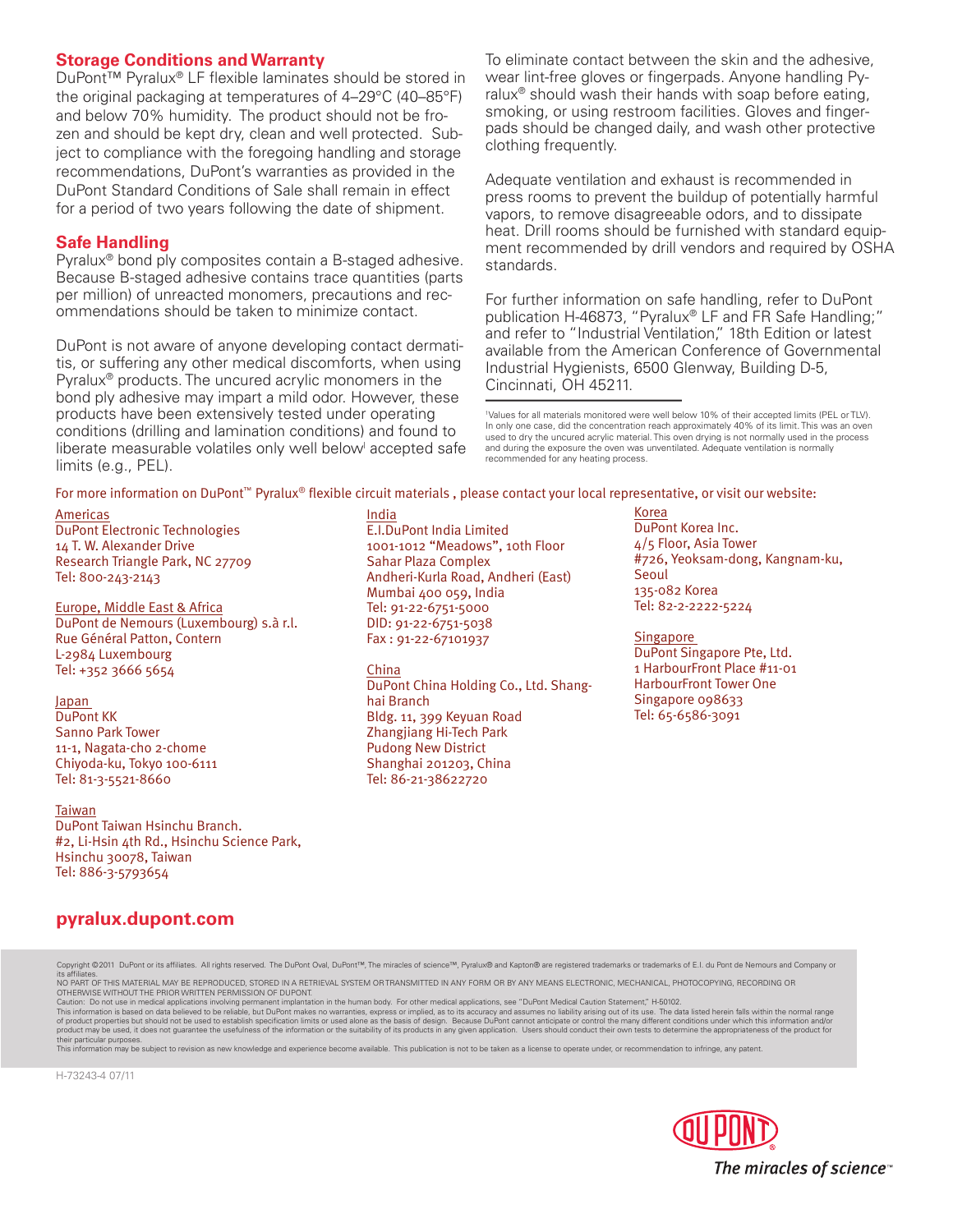## Storage Conditions and Warranty

DuPont™ Pyralux® LF flexible laminates should be stored in the original packaging at temperatures of 4–29°C (40–85°F) and below 70% humidity. The product should not be frozen and should be kept dry, clean and well protected. Subject to compliance with the foregoing handling and storage recommendations, DuPont's warranties as provided in the DuPont Standard Conditions of Sale shall remain in effect for a period of two years following the date of shipment.

## Safe Handling

Pyralux® bond ply composites contain a B-staged adhesive. Because B-staged adhesive contains trace quantities (parts per million) of unreacted monomers, precautions and recommendations should be taken to minimize contact.

DuPont is not aware of anyone developing contact dermatitis, or suffering any other medical discomforts, when using Pyralux® products. The uncured acrylic monomers in the bond ply adhesive may impart a mild odor. However, these products have been extensively tested under operating conditions (drilling and lamination conditions) and found to liberate measurable volatiles only well below[1] accepted safe limits (e.g., PEL).

To eliminate contact between the skin and the adhesive, wear lint-free gloves or fingerpads. Anyone handling Pyralux® should wash their hands with soap before eating, smoking, or using restroom facilities. Gloves and fingerpads should be changed daily, and wash other protective clothing frequently.

Adequate ventilation and exhaust is recommended in press rooms to prevent the buildup of potentially harmful vapors, to remove disagreeable odors, and to dissipate heat. Drill rooms should be furnished with standard equipment recommended by drill vendors and required by OSHA standards.

For further information on safe handling, refer to DuPont publication H-46873, "Pyralux® LF and FR Safe Handling;" and refer to "Industrial Ventilation," 18th Edition or latest available from the American Conference of Governmental Industrial Hygienists, 6500 Glenway, Building D-5, Cincinnati, OH 45211.

[1]Values for all materials monitored were well below 10% of their accepted limits (PEL or TLV). In only one case, did the concentration reach approximately 40% of its limit. This was an oven used to dry the uncured acrylic material. This oven drying is not normally used in the process and during the exposure the oven was unventilated. Adequate ventilation is normally recommended for any heating process.

For more information on DuPont™ Pyralux® flexible circuit materials , please contact your local representative, or visit our website:

Americas
DuPont Electronic Technologies
14 T. W. Alexander Drive
Research Triangle Park, NC 27709
Tel: 800-243-2143

Europe, Middle East & Africa
DuPont de Nemours (Luxembourg) s.à r.l.
Rue Général Patton, Contern
L-2984 Luxembourg
Tel: +352 3666 5654

Japan
DuPont KK
Sanno Park Tower
11-1, Nagata-cho 2-chome
Chiyoda-ku, Tokyo 100-6111
Tel: 81-3-5521-8660

Taiwan
DuPont Taiwan Hsinchu Branch.
#2, Li-Hsin 4th Rd., Hsinchu Science Park,
Hsinchu 30078, Taiwan
Tel: 886-3-5793654

India
E.I.DuPont India Limited
1001-1012 "Meadows", 10th Floor
Sahar Plaza Complex
Andheri-Kurla Road, Andheri (East)
Mumbai 400 059, India
Tel: 91-22-6751-5000
DID: 91-22-6751-5038
Fax : 91-22-67101937

China
DuPont China Holding Co., Ltd. Shanghai Branch
Bldg. 11, 399 Keyuan Road
Zhangjiang Hi-Tech Park
Pudong New District
Shanghai 201203, China
Tel: 86-21-38622720

Korea
DuPont Korea Inc.
4/5 Floor, Asia Tower
#726, Yeoksam-dong, Kangnam-ku,
Seoul
135-082 Korea
Tel: 82-2-2222-5224

Singapore
DuPont Singapore Pte, Ltd.
1 HarbourFront Place #11-01
HarbourFront Tower One
Singapore 098633
Tel: 65-6586-3091

**pyralux.dupont.com**

Copyright ©2011 DuPont or its affiliates. All rights reserved. The DuPont Oval, DuPont™, The miracles of science™, Pyralux® and Kapton® are registered trademarks or trademarks of E.I. du Pont de Nemours and Company or its affiliates.
NO PART OF THIS MATERIAL MAY BE REPRODUCED, STORED IN A RETRIEVAL SYSTEM OR TRANSMITTED IN ANY FORM OR BY ANY MEANS ELECTRONIC, MECHANICAL, PHOTOCOPYING, RECORDING OR OTHERWISE WITHOUT THE PRIOR WRITTEN PERMISSION OF DUPONT.
Caution: Do not use in medical applications involving permanent implantation in the human body. For other medical applications, see "DuPont Medical Caution Statement," H-50102.
This information is based on data believed to be reliable, but DuPont makes no warranties, express or implied, as to its accuracy and assumes no liability arising out of its use. The data listed herein falls within the normal range of product properties but should not be used to establish specification limits or used alone as the basis of design. Because DuPont cannot anticipate or control the many different conditions under which this information and/or product may be used, it does not guarantee the usefulness of the information or the suitability of its products in any given application. Users should conduct their own tests to determine the appropriateness of the product for their particular purposes.
This information may be subject to revision as new knowledge and experience become available. This publication is not to be taken as a license to operate under, or recommendation to infringe, any patent.

H-73243-4 07/11

The miracles of science™